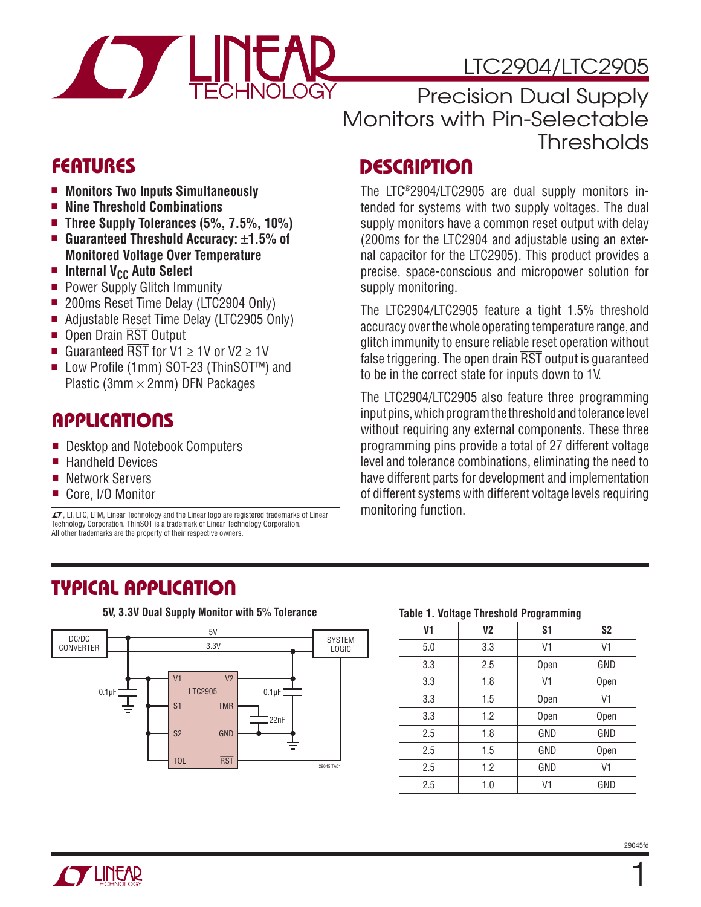# LTC2904/LTC2905

## Precision Dual Supply Monitors with Pin-Selectable Thresholds

## FEATURES

- **Monitors Two Inputs Simultaneously**
- **Nine Threshold Combinations**
- **Three Supply Tolerances (5%, 7.5%, 10%)**
- **Guaranteed Threshold Accuracy: ±1.5% of Monitored Voltage Over Temperature**
- **Internal $V_{CC}$ Auto Select**
- Power Supply Glitch Immunity
- 200ms Reset Time Delay (LTC2904 Only)
- Adjustable Reset Time Delay (LTC2905 Only)
- Open Drain $\overline{RST}$ Output
- Guaranteed $\overline{RST}$ for V1 ≥ 1V or V2 ≥ 1V
- Low Profile (1mm) SOT-23 (ThinSOT™) and Plastic (3mm × 2mm) DFN Packages

## APPLICATIONS

- Desktop and Notebook Computers
- Handheld Devices
- Network Servers
- Core, I/O Monitor

LT, LTC, LTM, Linear Technology and the Linear logo are registered trademarks of Linear Technology Corporation. ThinSOT is a trademark of Linear Technology Corporation. All other trademarks are the property of their respective owners.

## DESCRIPTION

The LTC®2904/LTC2905 are dual supply monitors intended for systems with two supply voltages. The dual supply monitors have a common reset output with delay (200ms for the LTC2904 and adjustable using an external capacitor for the LTC2905). This product provides a precise, space-conscious and micropower solution for supply monitoring.

The LTC2904/LTC2905 feature a tight 1.5% threshold accuracy over the whole operating temperature range, and glitch immunity to ensure reliable reset operation without false triggering. The open drain $\overline{RST}$ output is guaranteed to be in the correct state for inputs down to 1V.

The LTC2904/LTC2905 also feature three programming input pins, which program the threshold and tolerance level without requiring any external components. These three programming pins provide a total of 27 different voltage level and tolerance combinations, eliminating the need to have different parts for development and implementation of different systems with different voltage levels requiring monitoring function.

## TYPICAL APPLICATION

5V, 3.3V Dual Supply Monitor with 5% Tolerance

**Table 1. Voltage Threshold Programming**

| V1 | V2 | S1 | S2 |
|---|---|---|---|
| 5.0 | 3.3 | V1 | V1 |
| 3.3 | 2.5 | Open | GND |
| 3.3 | 1.8 | V1 | Open |
| 3.3 | 1.5 | Open | V1 |
| 3.3 | 1.2 | Open | Open |
| 2.5 | 1.8 | GND | GND |
| 2.5 | 1.5 | GND | Open |
| 2.5 | 1.2 | GND | V1 |
| 2.5 | 1.0 | V1 | GND |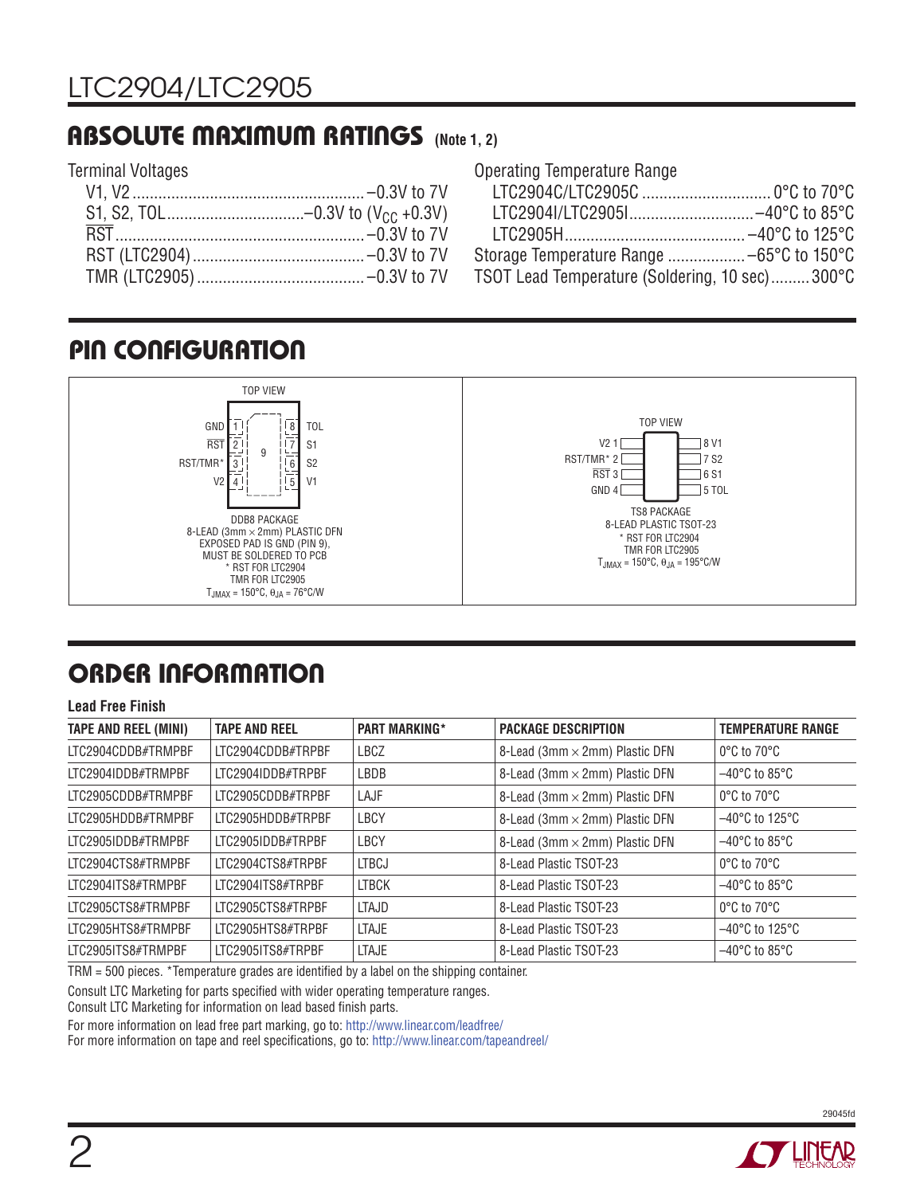## ABSOLUTE MAXIMUM RATINGS (Note 1, 2)

Terminal Voltages

- V1, V2 ........................................ –0.3V to 7V
- S1, S2, TOL ............................... –0.3V to ($V_{CC}$ +0.3V)
- $\overline{RST}$ ........................................ –0.3V to 7V
- RST (LTC2904) ........................ –0.3V to 7V
- TMR (LTC2905) ........................ –0.3V to 7V

Operating Temperature Range

- LTC2904C/LTC2905C ........................ 0°C to 70°C
- LTC2904I/LTC2905I ........................ –40°C to 85°C
- LTC2905H ........................ –40°C to 125°C

Storage Temperature Range ........................ –65°C to 150°C

TSOT Lead Temperature (Soldering, 10 sec) ......... 300°C

## PIN CONFIGURATION

TOP VIEW

GND 1 | 8 TOL
$\overline{RST}$ 2 | 7 S1
RST/TMR* 3 | 6 S2
V2 4 | 5 V1
(9 = exposed pad)

DDB8 PACKAGE
8-LEAD (3mm × 2mm) PLASTIC DFN
EXPOSED PAD IS GND (PIN 9), MUST BE SOLDERED TO PCB
* RST FOR LTC2904
TMR FOR LTC2905
$T_{JMAX}$ = 150°C, $\theta_{JA}$ = 76°C/W

TOP VIEW

V2 1 | 8 V1
RST/TMR* 2 | 7 S2
$\overline{RST}$ 3 | 6 S1
GND 4 | 5 TOL

TS8 PACKAGE
8-LEAD PLASTIC TSOT-23
* RST FOR LTC2904
TMR FOR LTC2905
$T_{JMAX}$ = 150°C, $\theta_{JA}$ = 195°C/W

## ORDER INFORMATION

**Lead Free Finish**

| TAPE AND REEL (MINI) | TAPE AND REEL | PART MARKING* | PACKAGE DESCRIPTION | TEMPERATURE RANGE |
|---|---|---|---|---|
| LTC2904CDDB#TRMPBF | LTC2904CDDB#TRPBF | LBCZ | 8-Lead (3mm × 2mm) Plastic DFN | 0°C to 70°C |
| LTC2904IDDB#TRMPBF | LTC2904IDDB#TRPBF | LBDB | 8-Lead (3mm × 2mm) Plastic DFN | –40°C to 85°C |
| LTC2905CDDB#TRMPBF | LTC2905CDDB#TRPBF | LAJF | 8-Lead (3mm × 2mm) Plastic DFN | 0°C to 70°C |
| LTC2905HDDB#TRMPBF | LTC2905HDDB#TRPBF | LBCY | 8-Lead (3mm × 2mm) Plastic DFN | –40°C to 125°C |
| LTC2905IDDB#TRMPBF | LTC2905IDDB#TRPBF | LBCY | 8-Lead (3mm × 2mm) Plastic DFN | –40°C to 85°C |
| LTC2904CTS8#TRMPBF | LTC2904CTS8#TRPBF | LTBCJ | 8-Lead Plastic TSOT-23 | 0°C to 70°C |
| LTC2904ITS8#TRMPBF | LTC2904ITS8#TRPBF | LTBCK | 8-Lead Plastic TSOT-23 | –40°C to 85°C |
| LTC2905CTS8#TRMPBF | LTC2905CTS8#TRPBF | LTAJD | 8-Lead Plastic TSOT-23 | 0°C to 70°C |
| LTC2905HTS8#TRMPBF | LTC2905HTS8#TRPBF | LTAJE | 8-Lead Plastic TSOT-23 | –40°C to 125°C |
| LTC2905ITS8#TRMPBF | LTC2905ITS8#TRPBF | LTAJE | 8-Lead Plastic TSOT-23 | –40°C to 85°C |

TRM = 500 pieces. *Temperature grades are identified by a label on the shipping container.

Consult LTC Marketing for parts specified with wider operating temperature ranges.
Consult LTC Marketing for information on lead based finish parts.

For more information on lead free part marking, go to: http://www.linear.com/leadfree/
For more information on tape and reel specifications, go to: http://www.linear.com/tapeandreel/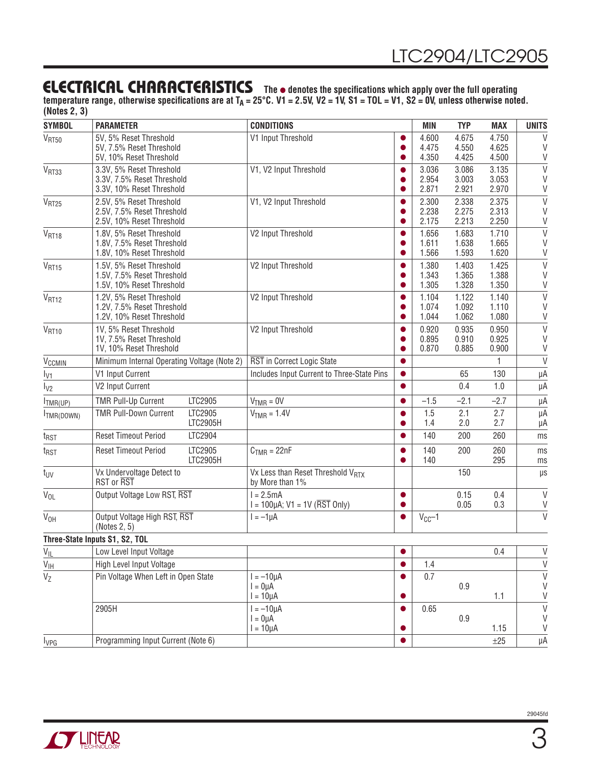## ELECTRICAL CHARACTERISTICS

**The ● denotes the specifications which apply over the full operating temperature range, otherwise specifications are at $T_A$ = 25°C. V1 = 2.5V, V2 = 1V, S1 = TOL = V1, S2 = 0V, unless otherwise noted. (Notes 2, 3)**

| SYMBOL | PARAMETER | | CONDITIONS | | MIN | TYP | MAX | UNITS |
|---|---|---|---|---|---|---|---|---|
| $V_{RT50}$ | 5V, 5% Reset Threshold<br>5V, 7.5% Reset Threshold<br>5V, 10% Reset Threshold | | V1 Input Threshold | ●<br>●<br>● | 4.600<br>4.475<br>4.350 | 4.675<br>4.550<br>4.425 | 4.750<br>4.625<br>4.500 | V<br>V<br>V |
| $V_{RT33}$ | 3.3V, 5% Reset Threshold<br>3.3V, 7.5% Reset Threshold<br>3.3V, 10% Reset Threshold | | V1, V2 Input Threshold | ●<br>●<br>● | 3.036<br>2.954<br>2.871 | 3.086<br>3.003<br>2.921 | 3.135<br>3.053<br>2.970 | V<br>V<br>V |
| $V_{RT25}$ | 2.5V, 5% Reset Threshold<br>2.5V, 7.5% Reset Threshold<br>2.5V, 10% Reset Threshold | | V1, V2 Input Threshold | ●<br>●<br>● | 2.300<br>2.238<br>2.175 | 2.338<br>2.275<br>2.213 | 2.375<br>2.313<br>2.250 | V<br>V<br>V |
| $V_{RT18}$ | 1.8V, 5% Reset Threshold<br>1.8V, 7.5% Reset Threshold<br>1.8V, 10% Reset Threshold | | V2 Input Threshold | ●<br>●<br>● | 1.656<br>1.611<br>1.566 | 1.683<br>1.638<br>1.593 | 1.710<br>1.665<br>1.620 | V<br>V<br>V |
| $V_{RT15}$ | 1.5V, 5% Reset Threshold<br>1.5V, 7.5% Reset Threshold<br>1.5V, 10% Reset Threshold | | V2 Input Threshold | ●<br>●<br>● | 1.380<br>1.343<br>1.305 | 1.403<br>1.365<br>1.328 | 1.425<br>1.388<br>1.350 | V<br>V<br>V |
| $V_{RT12}$ | 1.2V, 5% Reset Threshold<br>1.2V, 7.5% Reset Threshold<br>1.2V, 10% Reset Threshold | | V2 Input Threshold | ●<br>●<br>● | 1.104<br>1.074<br>1.044 | 1.122<br>1.092<br>1.062 | 1.140<br>1.110<br>1.080 | V<br>V<br>V |
| $V_{RT10}$ | 1V, 5% Reset Threshold<br>1V, 7.5% Reset Threshold<br>1V, 10% Reset Threshold | | V2 Input Threshold | ●<br>●<br>● | 0.920<br>0.895<br>0.870 | 0.935<br>0.910<br>0.885 | 0.950<br>0.925<br>0.900 | V<br>V<br>V |
| $V_{CCMIN}$ | Minimum Internal Operating Voltage (Note 2) | | $\overline{RST}$ in Correct Logic State | ● | | | 1 | V |
| $I_{V1}$ | V1 Input Current | | Includes Input Current to Three-State Pins | ● | | 65 | 130 | µA |
| $I_{V2}$ | V2 Input Current | | | ● | | 0.4 | 1.0 | µA |
| $I_{TMR(UP)}$ | TMR Pull-Up Current | LTC2905 | $V_{TMR}$ = 0V | ● | –1.5 | –2.1 | –2.7 | µA |
| $I_{TMR(DOWN)}$ | TMR Pull-Down Current | LTC2905<br>LTC2905H | $V_{TMR}$ = 1.4V | ●<br>● | 1.5<br>1.4 | 2.1<br>2.0 | 2.7<br>2.7 | µA<br>µA |
| $t_{RST}$ | Reset Timeout Period | LTC2904 | | ● | 140 | 200 | 260 | ms |
| $t_{RST}$ | Reset Timeout Period | LTC2905<br>LTC2905H | $C_{TMR}$ = 22nF | ●<br>● | 140<br>140 | 200 | 260<br>295 | ms<br>ms |
| $t_{UV}$ | Vx Undervoltage Detect to RST or $\overline{RST}$ | | Vx Less than Reset Threshold $V_{RTX}$ by More than 1% | | | 150 | | µs |
| $V_{OL}$ | Output Voltage Low RST, $\overline{RST}$ | | I = 2.5mA<br>I = 100µA; V1 = 1V ($\overline{RST}$ Only) | ●<br>● | | 0.15<br>0.05 | 0.4<br>0.3 | V<br>V |
| $V_{OH}$ | Output Voltage High RST, $\overline{RST}$ (Notes 2, 5) | | I = –1µA | ● | $V_{CC}$–1 | | | V |
| **Three-State Inputs S1, S2, TOL** | | | | | | | | |
| $V_{IL}$ | Low Level Input Voltage | | | ● | | | 0.4 | V |
| $V_{IH}$ | High Level Input Voltage | | | ● | 1.4 | | | V |
| $V_Z$ | Pin Voltage When Left in Open State | | I = –10µA<br>I = 0µA<br>I = 10µA | ●<br><br>● | 0.7 | <br>0.9 | <br><br>1.1 | V<br>V<br>V |
| | 2905H | | I = –10µA<br>I = 0µA<br>I = 10µA | ●<br><br>● | 0.65 | <br>0.9 | <br><br>1.15 | V<br>V<br>V |
| $I_{VPG}$ | Programming Input Current (Note 6) | | | ● | | | ±25 | µA |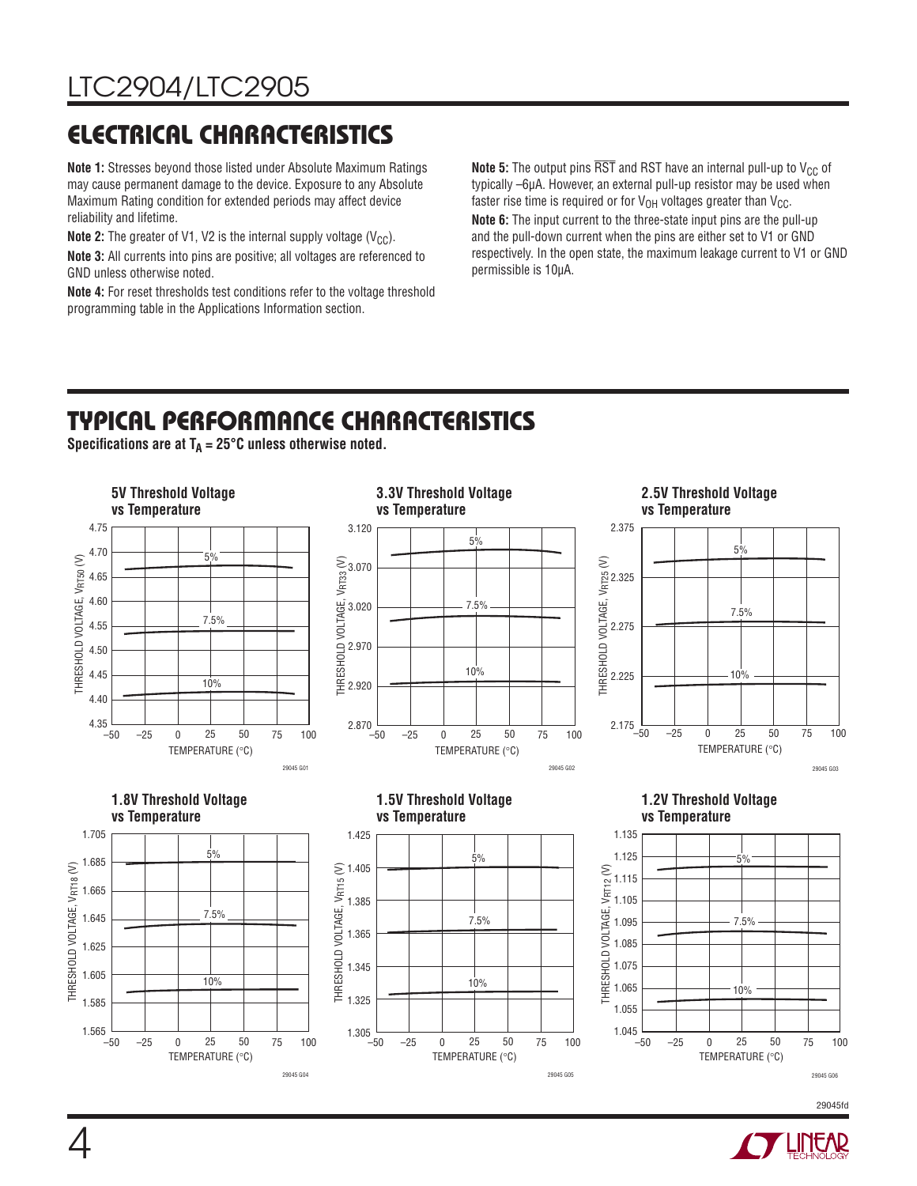## ELECTRICAL CHARACTERISTICS

**Note 1:** Stresses beyond those listed under Absolute Maximum Ratings may cause permanent damage to the device. Exposure to any Absolute Maximum Rating condition for extended periods may affect device reliability and lifetime.

**Note 2:** The greater of V1, V2 is the internal supply voltage ($V_{CC}$).

**Note 3:** All currents into pins are positive; all voltages are referenced to GND unless otherwise noted.

**Note 4:** For reset thresholds test conditions refer to the voltage threshold programming table in the Applications Information section.

**Note 5:** The output pins $\overline{RST}$ and RST have an internal pull-up to $V_{CC}$ of typically –6μA. However, an external pull-up resistor may be used when faster rise time is required or for $V_{OH}$ voltages greater than $V_{CC}$.

**Note 6:** The input current to the three-state input pins are the pull-up and the pull-down current when the pins are either set to V1 or GND respectively. In the open state, the maximum leakage current to V1 or GND permissible is 10μA.

## TYPICAL PERFORMANCE CHARACTERISTICS

**Specifications are at $T_A$ = 25°C unless otherwise noted.**

**5V Threshold Voltage vs Temperature**

**3.3V Threshold Voltage vs Temperature**

**2.5V Threshold Voltage vs Temperature**

**1.8V Threshold Voltage vs Temperature**

**1.5V Threshold Voltage vs Temperature**

**1.2V Threshold Voltage vs Temperature**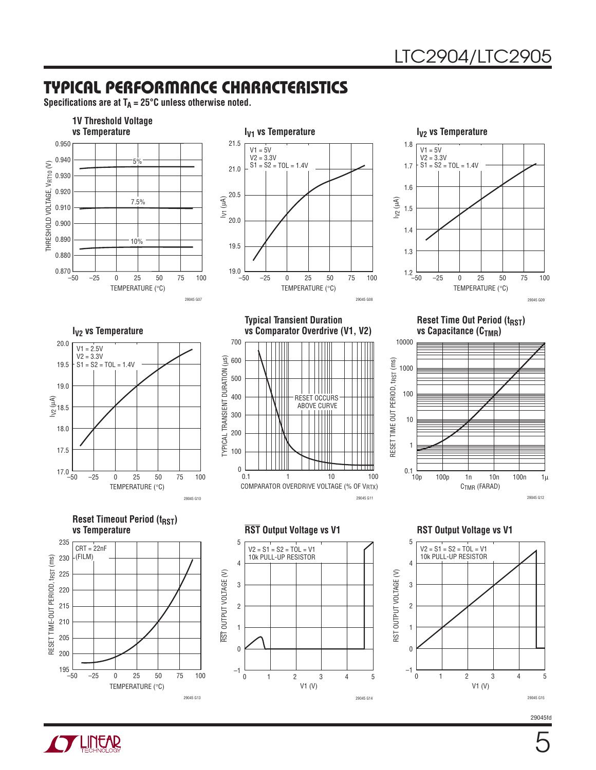## TYPICAL PERFORMANCE CHARACTERISTICS

**Specifications are at $T_A = 25°C$ unless otherwise noted.**

**1V Threshold Voltage vs Temperature**

THRESHOLD VOLTAGE, $V_{RT10}$ (V) vs TEMPERATURE (°C); curves: 5%, 7.5%, 10%

29045 G07

**$I_{V1}$ vs Temperature**

V1 = 5V
V2 = 3.3V
S1 = S2 = TOL = 1.4V

$I_{V1}$ (µA) vs TEMPERATURE (°C)

29045 G08

**$I_{V2}$ vs Temperature**

V1 = 5V
V2 = 3.3V
S1 = S2 = TOL = 1.4V

$I_{V2}$ (µA) vs TEMPERATURE (°C)

29045 G09

**$I_{V2}$ vs Temperature**

V1 = 2.5V
V2 = 3.3V
S1 = S2 = TOL = 1.4V

$I_{V2}$ (µA) vs TEMPERATURE (°C)

29045 G10

**Typical Transient Duration vs Comparator Overdrive (V1, V2)**

RESET OCCURS ABOVE CURVE

TYPICAL TRANSIENT DURATION (µs) vs COMPARATOR OVERDRIVE VOLTAGE (% OF $V_{RTX}$)

29045 G11

**Reset Time Out Period ($t_{RST}$) vs Capacitance ($C_{TMR}$)**

RESET TIME OUT PERIOD, $t_{RST}$ (ms) vs $C_{TMR}$ (FARAD)

29045 G12

**Reset Timeout Period ($t_{RST}$) vs Temperature**

CRT = 22nF (FILM)

RESET TIME-OUT PERIOD, $t_{RST}$ (ms) vs TEMPERATURE (°C)

29045 G13

**$\overline{RST}$ Output Voltage vs V1**

V2 = S1 = S2 = TOL = V1
10k PULL-UP RESISTOR

$\overline{RST}$ OUTPUT VOLTAGE (V) vs V1 (V)

29045 G14

**RST Output Voltage vs V1**

V2 = S1 = S2 = TOL = V1
10k PULL-UP RESISTOR

RST OUTPUT VOLTAGE (V) vs V1 (V)

29045 G15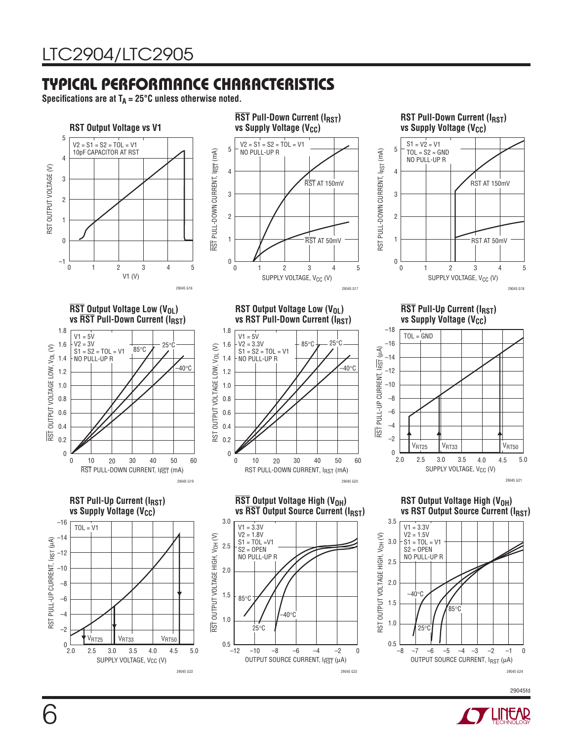## TYPICAL PERFORMANCE CHARACTERISTICS

**Specifications are at $T_A$ = 25°C unless otherwise noted.**

**RST Output Voltage vs V1**

V2 = S1 = S2 = TOL = V1
10pF CAPACITOR AT RST

29045 G16

**$\overline{RST}$ Pull-Down Current ($I_{RST}$) vs Supply Voltage ($V_{CC}$)**

V2 = S1 = S2 = TOL = V1
NO PULL-UP R

29045 G17

**RST Pull-Down Current ($I_{RST}$) vs Supply Voltage ($V_{CC}$)**

S1 = V2 = V1
TOL = S2 = GND
NO PULL-UP R

29045 G18

**$\overline{RST}$ Output Voltage Low ($V_{OL}$) vs $\overline{RST}$ Pull-Down Current ($I_{RST}$)**

V1 = 5V
V2 = 3V
S1 = S2 = TOL = V1
NO PULL-UP R

29045 G19

**RST Output Voltage Low ($V_{OL}$) vs RST Pull-Down Current ($I_{RST}$)**

V1 = 5V
V2 = 3.3V
S1 = S2 = TOL = V1
NO PULL-UP R

29045 G20

**$\overline{RST}$ Pull-Up Current ($I_{RST}$) vs Supply Voltage ($V_{CC}$)**

TOL = GND

29045 G21

**RST Pull-Up Current ($I_{RST}$) vs Supply Voltage ($V_{CC}$)**

TOL = V1

29045 G22

**$\overline{RST}$ Output Voltage High ($V_{OH}$) vs $\overline{RST}$ Output Source Current ($I_{RST}$)**

V1 = 3.3V
V2 = 1.8V
S1 = TOL = V1
S2 = OPEN
NO PULL-UP R

29045 G23

**RST Output Voltage High ($V_{OH}$) vs RST Output Source Current ($I_{RST}$)**

V1 = 3.3V
V2 = 1.5V
S1 = TOL = V1
S2 = OPEN
NO PULL-UP R

29045 G24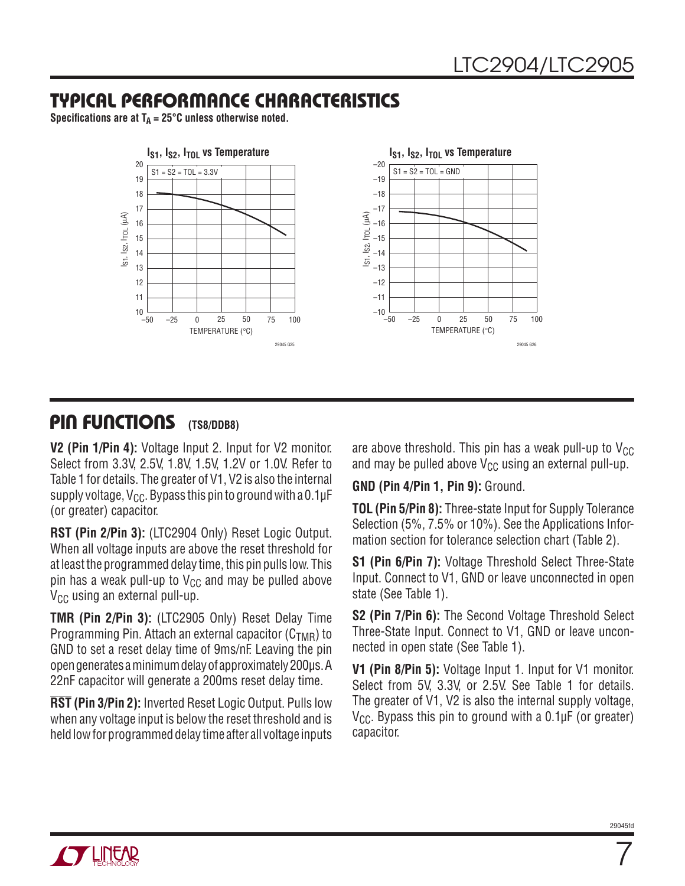## TYPICAL PERFORMANCE CHARACTERISTICS

Specifications are at $T_A = 25°C$ unless otherwise noted.

**$I_{S1}$, $I_{S2}$, $I_{TOL}$ vs Temperature** (S1 = S2 = TOL = 3.3V)

**$I_{S1}$, $I_{S2}$, $I_{TOL}$ vs Temperature** (S1 = S2 = TOL = GND)

## PIN FUNCTIONS (TS8/DDB8)

**V2 (Pin 1/Pin 4):** Voltage Input 2. Input for V2 monitor. Select from 3.3V, 2.5V, 1.8V, 1.5V, 1.2V or 1.0V. Refer to Table 1 for details. The greater of V1, V2 is also the internal supply voltage, $V_{CC}$. Bypass this pin to ground with a 0.1µF (or greater) capacitor.

**RST (Pin 2/Pin 3):** (LTC2904 Only) Reset Logic Output. When all voltage inputs are above the reset threshold for at least the programmed delay time, this pin pulls low. This pin has a weak pull-up to $V_{CC}$ and may be pulled above $V_{CC}$ using an external pull-up.

**TMR (Pin 2/Pin 3):** (LTC2905 Only) Reset Delay Time Programming Pin. Attach an external capacitor ($C_{TMR}$) to GND to set a reset delay time of 9ms/nF. Leaving the pin open generates a minimum delay of approximately 200µs. A 22nF capacitor will generate a 200ms reset delay time.

**$\overline{\text{RST}}$ (Pin 3/Pin 2):** Inverted Reset Logic Output. Pulls low when any voltage input is below the reset threshold and is held low for programmed delay time after all voltage inputs are above threshold. This pin has a weak pull-up to $V_{CC}$ and may be pulled above $V_{CC}$ using an external pull-up.

**GND (Pin 4/Pin 1, Pin 9):** Ground.

**TOL (Pin 5/Pin 8):** Three-state Input for Supply Tolerance Selection (5%, 7.5% or 10%). See the Applications Information section for tolerance selection chart (Table 2).

**S1 (Pin 6/Pin 7):** Voltage Threshold Select Three-State Input. Connect to V1, GND or leave unconnected in open state (See Table 1).

**S2 (Pin 7/Pin 6):** The Second Voltage Threshold Select Three-State Input. Connect to V1, GND or leave unconnected in open state (See Table 1).

**V1 (Pin 8/Pin 5):** Voltage Input 1. Input for V1 monitor. Select from 5V, 3.3V, or 2.5V. See Table 1 for details. The greater of V1, V2 is also the internal supply voltage, $V_{CC}$. Bypass this pin to ground with a 0.1µF (or greater) capacitor.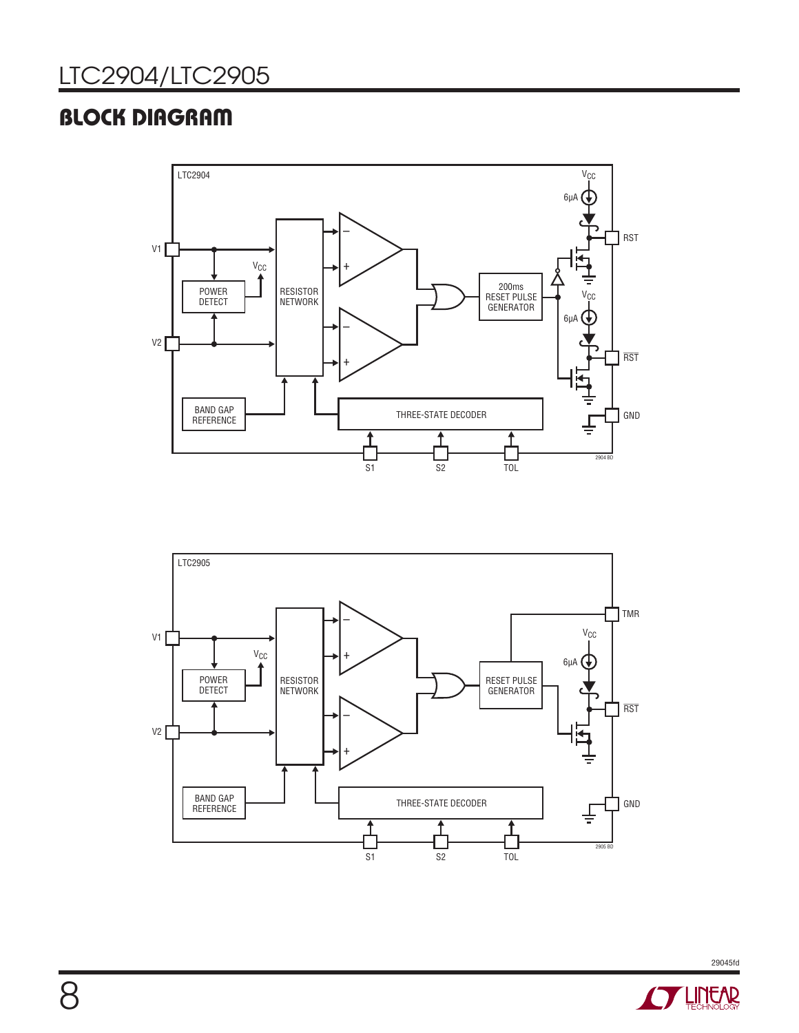## BLOCK DIAGRAM

LTC2904

V1, V2, POWER DETECT, $V_{CC}$, RESISTOR NETWORK, 200ms RESET PULSE GENERATOR, 6µA, RST, $\overline{RST}$, GND, BAND GAP REFERENCE, THREE-STATE DECODER, S1, S2, TOL

2904 BD

LTC2905

V1, V2, POWER DETECT, $V_{CC}$, RESISTOR NETWORK, RESET PULSE GENERATOR, TMR, 6µA, $\overline{RST}$, GND, BAND GAP REFERENCE, THREE-STATE DECODER, S1, S2, TOL

2905 BD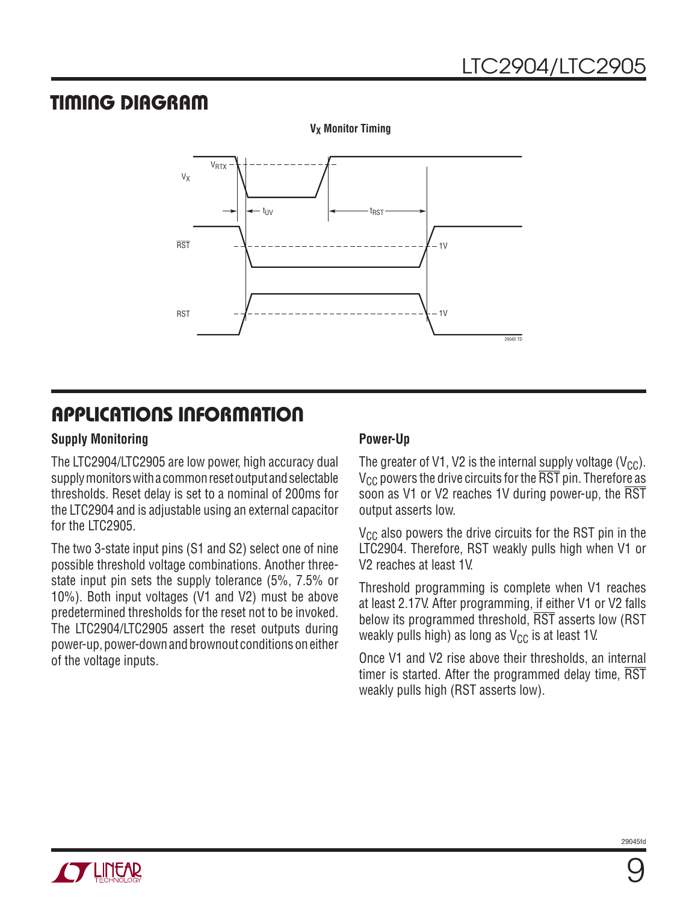## TIMING DIAGRAM

**$V_X$ Monitor Timing**

## APPLICATIONS INFORMATION

### Supply Monitoring

The LTC2904/LTC2905 are low power, high accuracy dual supply monitors with a common reset output and selectable thresholds. Reset delay is set to a nominal of 200ms for the LTC2904 and is adjustable using an external capacitor for the LTC2905.

The two 3-state input pins (S1 and S2) select one of nine possible threshold voltage combinations. Another three-state input pin sets the supply tolerance (5%, 7.5% or 10%). Both input voltages (V1 and V2) must be above predetermined thresholds for the reset not to be invoked. The LTC2904/LTC2905 assert the reset outputs during power-up, power-down and brownout conditions on either of the voltage inputs.

### Power-Up

The greater of V1, V2 is the internal supply voltage ($V_{CC}$). $V_{CC}$ powers the drive circuits for the $\overline{RST}$ pin. Therefore as soon as V1 or V2 reaches 1V during power-up, the $\overline{RST}$ output asserts low.

$V_{CC}$ also powers the drive circuits for the RST pin in the LTC2904. Therefore, RST weakly pulls high when V1 or V2 reaches at least 1V.

Threshold programming is complete when V1 reaches at least 2.17V. After programming, if either V1 or V2 falls below its programmed threshold, $\overline{RST}$ asserts low (RST weakly pulls high) as long as $V_{CC}$ is at least 1V.

Once V1 and V2 rise above their thresholds, an internal timer is started. After the programmed delay time, $\overline{RST}$ weakly pulls high (RST asserts low).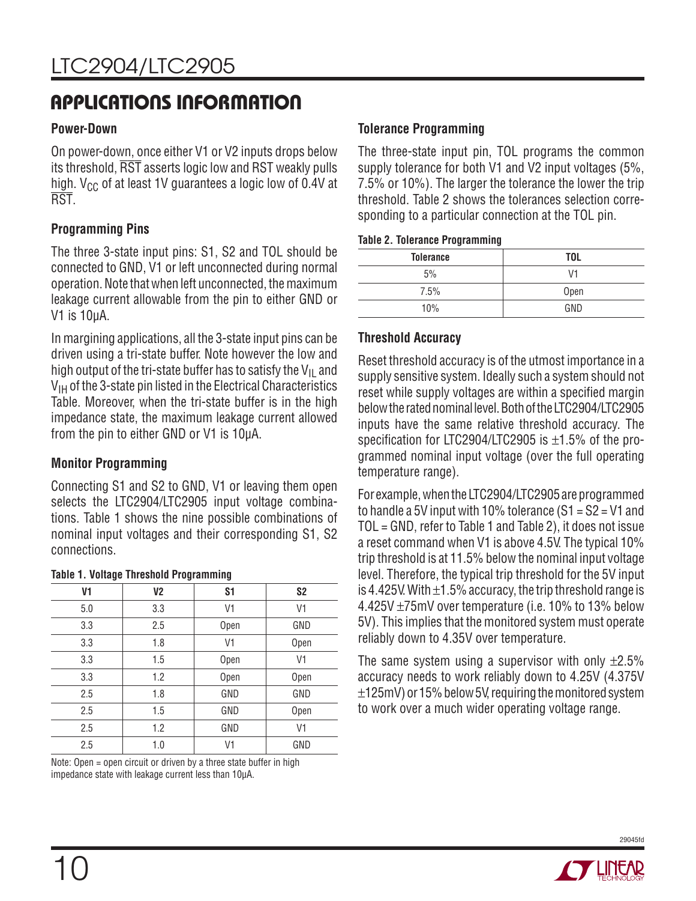## APPLICATIONS INFORMATION

### Power-Down

On power-down, once either V1 or V2 inputs drops below its threshold, $\overline{RST}$ asserts logic low and RST weakly pulls high. $V_{CC}$ of at least 1V guarantees a logic low of 0.4V at $\overline{RST}$.

### Programming Pins

The three 3-state input pins: S1, S2 and TOL should be connected to GND, V1 or left unconnected during normal operation. Note that when left unconnected, the maximum leakage current allowable from the pin to either GND or V1 is 10µA.

In margining applications, all the 3-state input pins can be driven using a tri-state buffer. Note however the low and high output of the tri-state buffer has to satisfy the $V_{IL}$ and $V_{IH}$ of the 3-state pin listed in the Electrical Characteristics Table. Moreover, when the tri-state buffer is in the high impedance state, the maximum leakage current allowed from the pin to either GND or V1 is 10µA.

### Monitor Programming

Connecting S1 and S2 to GND, V1 or leaving them open selects the LTC2904/LTC2905 input voltage combinations. Table 1 shows the nine possible combinations of nominal input voltages and their corresponding S1, S2 connections.

**Table 1. Voltage Threshold Programming**

| V1 | V2 | S1 | S2 |
|---|---|---|---|
| 5.0 | 3.3 | V1 | V1 |
| 3.3 | 2.5 | Open | GND |
| 3.3 | 1.8 | V1 | Open |
| 3.3 | 1.5 | Open | V1 |
| 3.3 | 1.2 | Open | Open |
| 2.5 | 1.8 | GND | GND |
| 2.5 | 1.5 | GND | Open |
| 2.5 | 1.2 | GND | V1 |
| 2.5 | 1.0 | V1 | GND |

Note: Open = open circuit or driven by a three state buffer in high impedance state with leakage current less than 10µA.

### Tolerance Programming

The three-state input pin, TOL programs the common supply tolerance for both V1 and V2 input voltages (5%, 7.5% or 10%). The larger the tolerance the lower the trip threshold. Table 2 shows the tolerances selection corresponding to a particular connection at the TOL pin.

**Table 2. Tolerance Programming**

| Tolerance | TOL |
|---|---|
| 5% | V1 |
| 7.5% | Open |
| 10% | GND |

### Threshold Accuracy

Reset threshold accuracy is of the utmost importance in a supply sensitive system. Ideally such a system should not reset while supply voltages are within a specified margin below the rated nominal level. Both of the LTC2904/LTC2905 inputs have the same relative threshold accuracy. The specification for LTC2904/LTC2905 is ±1.5% of the programmed nominal input voltage (over the full operating temperature range).

For example, when the LTC2904/LTC2905 are programmed to handle a 5V input with 10% tolerance (S1 = S2 = V1 and TOL = GND, refer to Table 1 and Table 2), it does not issue a reset command when V1 is above 4.5V. The typical 10% trip threshold is at 11.5% below the nominal input voltage level. Therefore, the typical trip threshold for the 5V input is 4.425V. With ±1.5% accuracy, the trip threshold range is 4.425V ±75mV over temperature (i.e. 10% to 13% below 5V). This implies that the monitored system must operate reliably down to 4.35V over temperature.

The same system using a supervisor with only ±2.5% accuracy needs to work reliably down to 4.25V (4.375V ±125mV) or 15% below 5V, requiring the monitored system to work over a much wider operating voltage range.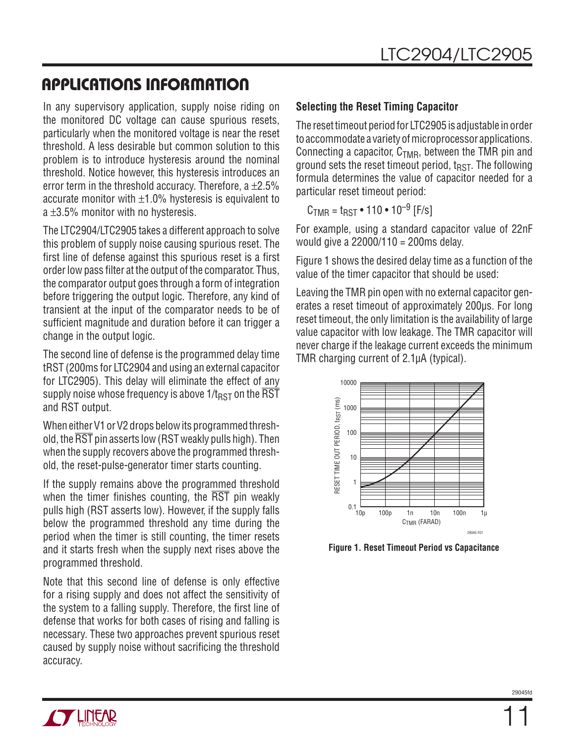# APPLICATIONS INFORMATION

In any supervisory application, supply noise riding on the monitored DC voltage can cause spurious resets, particularly when the monitored voltage is near the reset threshold. A less desirable but common solution to this problem is to introduce hysteresis around the nominal threshold. Notice however, this hysteresis introduces an error term in the threshold accuracy. Therefore, a ±2.5% accurate monitor with ±1.0% hysteresis is equivalent to a ±3.5% monitor with no hysteresis.

The LTC2904/LTC2905 takes a different approach to solve this problem of supply noise causing spurious reset. The first line of defense against this spurious reset is a first order low pass filter at the output of the comparator. Thus, the comparator output goes through a form of integration before triggering the output logic. Therefore, any kind of transient at the input of the comparator needs to be of sufficient magnitude and duration before it can trigger a change in the output logic.

The second line of defense is the programmed delay time tRST (200ms for LTC2904 and using an external capacitor for LTC2905). This delay will eliminate the effect of any supply noise whose frequency is above $1/t_{RST}$ on the $\overline{RST}$ and RST output.

When either V1 or V2 drops below its programmed threshold, the $\overline{RST}$ pin asserts low (RST weakly pulls high). Then when the supply recovers above the programmed threshold, the reset-pulse-generator timer starts counting.

If the supply remains above the programmed threshold when the timer finishes counting, the $\overline{RST}$ pin weakly pulls high (RST asserts low). However, if the supply falls below the programmed threshold any time during the period when the timer is still counting, the timer resets and it starts fresh when the supply next rises above the programmed threshold.

Note that this second line of defense is only effective for a rising supply and does not affect the sensitivity of the system to a falling supply. Therefore, the first line of defense that works for both cases of rising and falling is necessary. These two approaches prevent spurious reset caused by supply noise without sacrificing the threshold accuracy.

### Selecting the Reset Timing Capacitor

The reset timeout period for LTC2905 is adjustable in order to accommodate a variety of microprocessor applications. Connecting a capacitor, $C_{TMR}$, between the TMR pin and ground sets the reset timeout period, $t_{RST}$. The following formula determines the value of capacitor needed for a particular reset timeout period:

$$C_{TMR} = t_{RST} \bullet 110 \bullet 10^{-9} \text{ [F/s]}$$

For example, using a standard capacitor value of 22nF would give a 22000/110 = 200ms delay.

Figure 1 shows the desired delay time as a function of the value of the timer capacitor that should be used:

Leaving the TMR pin open with no external capacitor generates a reset timeout of approximately 200µs. For long reset timeout, the only limitation is the availability of large value capacitor with low leakage. The TMR capacitor will never charge if the leakage current exceeds the minimum TMR charging current of 2.1µA (typical).

**Figure 1. Reset Timeout Period vs Capacitance**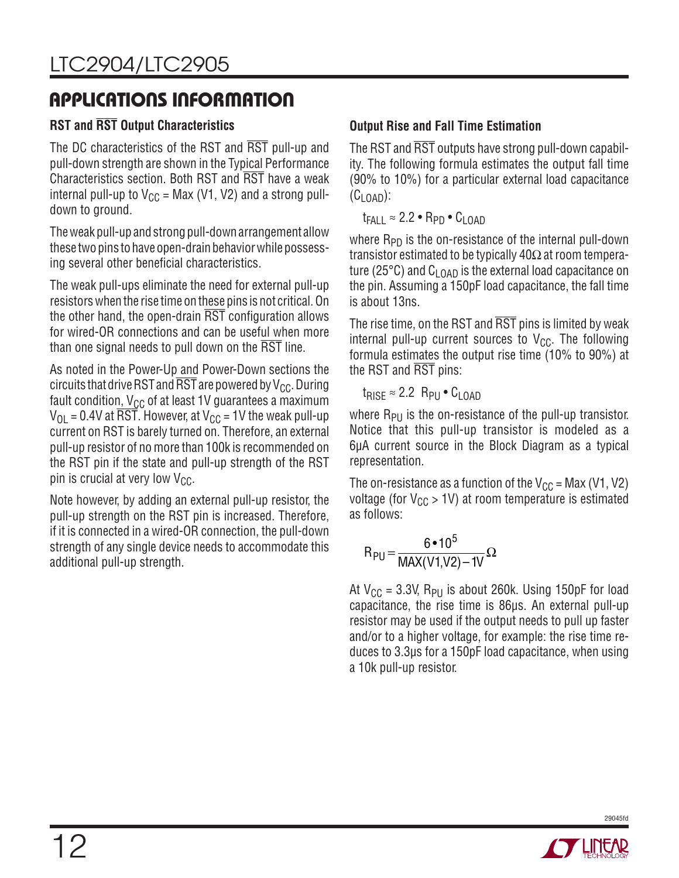## APPLICATIONS INFORMATION

### RST and $\overline{RST}$ Output Characteristics

The DC characteristics of the RST and $\overline{RST}$ pull-up and pull-down strength are shown in the Typical Performance Characteristics section. Both RST and $\overline{RST}$ have a weak internal pull-up to $V_{CC}$ = Max (V1, V2) and a strong pull-down to ground.

The weak pull-up and strong pull-down arrangement allow these two pins to have open-drain behavior while possessing several other beneficial characteristics.

The weak pull-ups eliminate the need for external pull-up resistors when the rise time on these pins is not critical. On the other hand, the open-drain $\overline{RST}$ configuration allows for wired-OR connections and can be useful when more than one signal needs to pull down on the $\overline{RST}$ line.

As noted in the Power-Up and Power-Down sections the circuits that drive RST and $\overline{RST}$ are powered by $V_{CC}$. During fault condition, $V_{CC}$ of at least 1V guarantees a maximum $V_{OL}$ = 0.4V at $\overline{RST}$. However, at $V_{CC}$ = 1V the weak pull-up current on RST is barely turned on. Therefore, an external pull-up resistor of no more than 100k is recommended on the RST pin if the state and pull-up strength of the RST pin is crucial at very low $V_{CC}$.

Note however, by adding an external pull-up resistor, the pull-up strength on the RST pin is increased. Therefore, if it is connected in a wired-OR connection, the pull-down strength of any single device needs to accommodate this additional pull-up strength.

### Output Rise and Fall Time Estimation

The RST and $\overline{RST}$ outputs have strong pull-down capability. The following formula estimates the output fall time (90% to 10%) for a particular external load capacitance ($C_{LOAD}$):

$$t_{FALL} \approx 2.2 \bullet R_{PD} \bullet C_{LOAD}$$

where $R_{PD}$ is the on-resistance of the internal pull-down transistor estimated to be typically 40Ω at room temperature (25°C) and $C_{LOAD}$ is the external load capacitance on the pin. Assuming a 150pF load capacitance, the fall time is about 13ns.

The rise time, on the RST and $\overline{RST}$ pins is limited by weak internal pull-up current sources to $V_{CC}$. The following formula estimates the output rise time (10% to 90%) at the RST and $\overline{RST}$ pins:

$$t_{RISE} \approx 2.2 \; R_{PU} \bullet C_{LOAD}$$

where $R_{PU}$ is the on-resistance of the pull-up transistor. Notice that this pull-up transistor is modeled as a 6µA current source in the Block Diagram as a typical representation.

The on-resistance as a function of the $V_{CC}$ = Max (V1, V2) voltage (for $V_{CC}$ > 1V) at room temperature is estimated as follows:

$$R_{PU} = \frac{6 \bullet 10^5}{MAX(V1,V2) - 1V} \Omega$$

At $V_{CC}$ = 3.3V, $R_{PU}$ is about 260k. Using 150pF for load capacitance, the rise time is 86µs. An external pull-up resistor may be used if the output needs to pull up faster and/or to a higher voltage, for example: the rise time reduces to 3.3µs for a 150pF load capacitance, when using a 10k pull-up resistor.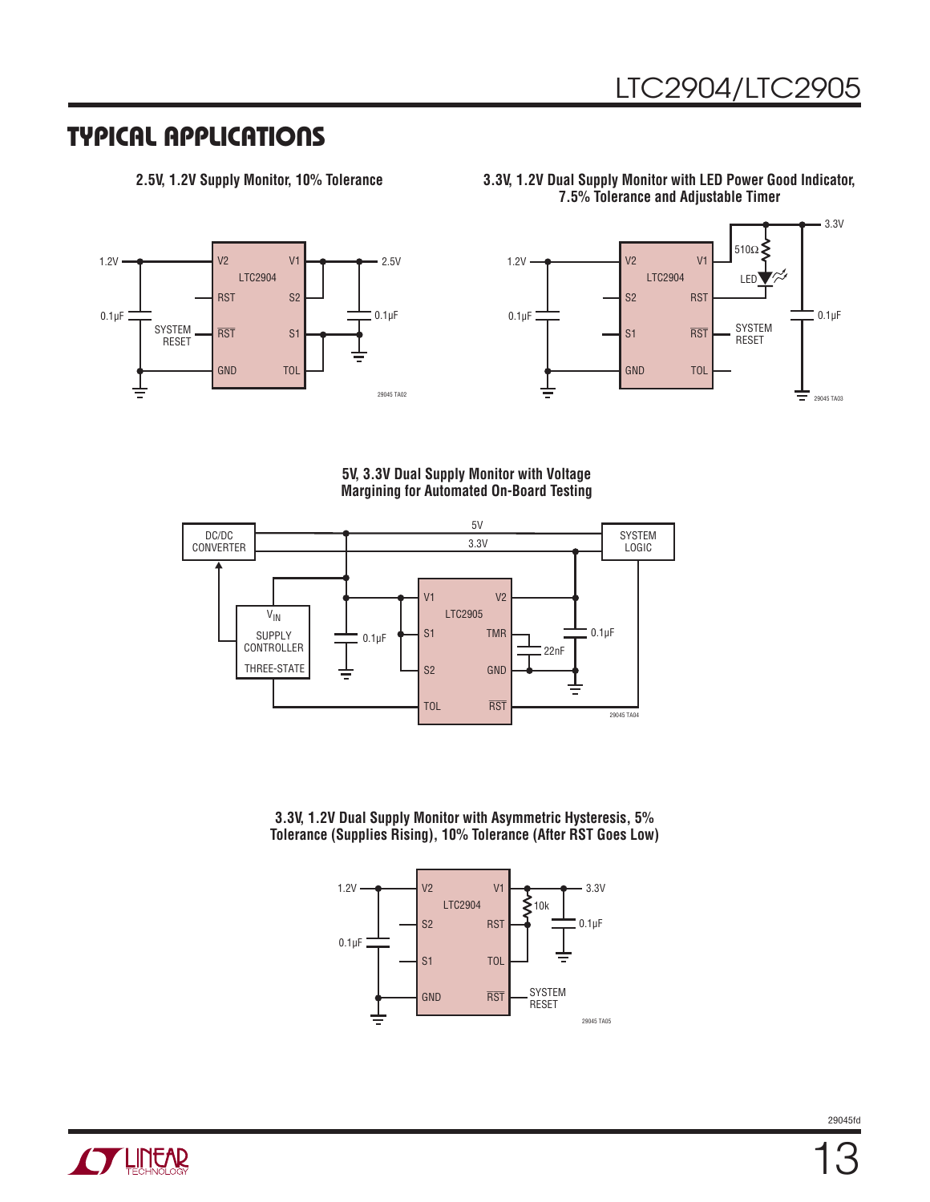## TYPICAL APPLICATIONS

**2.5V, 1.2V Supply Monitor, 10% Tolerance**

1.2V, 0.1µF, SYSTEM RESET, V2, V1, LTC2904, RST, S2, $\overline{RST}$, S1, GND, TOL, 2.5V, 0.1µF

29045 TA02

**3.3V, 1.2V Dual Supply Monitor with LED Power Good Indicator, 7.5% Tolerance and Adjustable Timer**

1.2V, 0.1µF, V2, V1, LTC2904, S2, RST, S1, $\overline{RST}$, GND, TOL, 510Ω, LED, SYSTEM RESET, 3.3V, 0.1µF

29045 TA03

**5V, 3.3V Dual Supply Monitor with Voltage Margining for Automated On-Board Testing**

DC/DC CONVERTER, 5V, 3.3V, SYSTEM LOGIC, $V_{IN}$, SUPPLY CONTROLLER, THREE-STATE, 0.1µF, V1, V2, LTC2905, S1, TMR, S2, GND, TOL, $\overline{RST}$, 22nF, 0.1µF

29045 TA04

**3.3V, 1.2V Dual Supply Monitor with Asymmetric Hysteresis, 5% Tolerance (Supplies Rising), 10% Tolerance (After RST Goes Low)**

1.2V, 0.1µF, V2, V1, LTC2904, S2, RST, S1, TOL, GND, $\overline{RST}$, 10k, 3.3V, 0.1µF, SYSTEM RESET

29045 TA05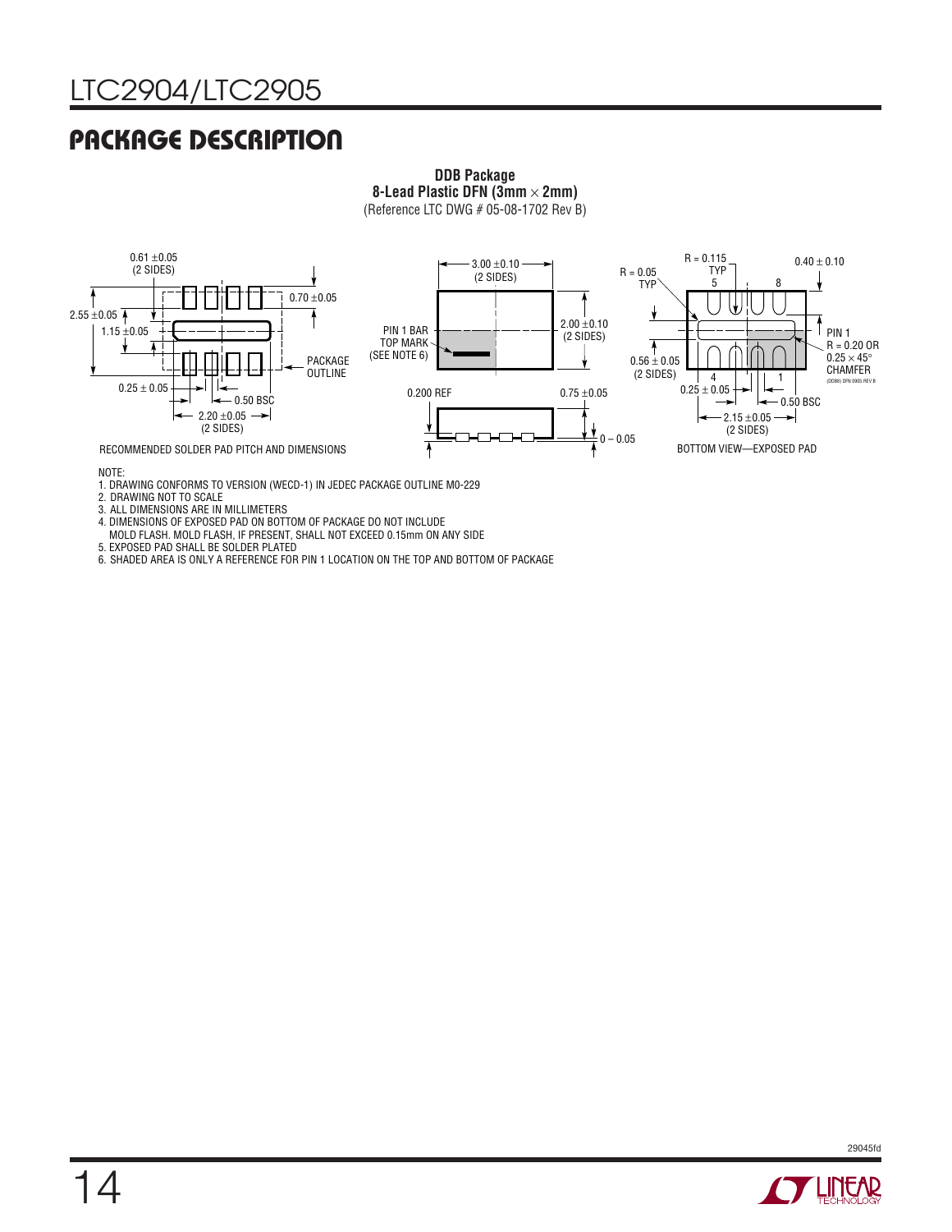## PACKAGE DESCRIPTION

**DDB Package**
**8-Lead Plastic DFN (3mm × 2mm)**
(Reference LTC DWG # 05-08-1702 Rev B)

0.61 ±0.05 (2 SIDES)
0.70 ±0.05
2.55 ±0.05
1.15 ±0.05
PACKAGE OUTLINE
0.25 ± 0.05
0.50 BSC
2.20 ±0.05 (2 SIDES)

RECOMMENDED SOLDER PAD PITCH AND DIMENSIONS

3.00 ±0.10 (2 SIDES)
2.00 ±0.10 (2 SIDES)
PIN 1 BAR TOP MARK (SEE NOTE 6)
0.200 REF
0.75 ±0.05
0 – 0.05

R = 0.05 TYP
R = 0.115 TYP
0.40 ± 0.10
0.56 ± 0.05 (2 SIDES)
PIN 1 R = 0.20 OR 0.25 × 45° CHAMFER
0.25 ± 0.05
0.50 BSC
2.15 ±0.05 (2 SIDES)
(DDB8) DFN 0905 REV B

BOTTOM VIEW—EXPOSED PAD

NOTE:
1. DRAWING CONFORMS TO VERSION (WECD-1) IN JEDEC PACKAGE OUTLINE M0-229
2. DRAWING NOT TO SCALE
3. ALL DIMENSIONS ARE IN MILLIMETERS
4. DIMENSIONS OF EXPOSED PAD ON BOTTOM OF PACKAGE DO NOT INCLUDE MOLD FLASH. MOLD FLASH, IF PRESENT, SHALL NOT EXCEED 0.15mm ON ANY SIDE
5. EXPOSED PAD SHALL BE SOLDER PLATED
6. SHADED AREA IS ONLY A REFERENCE FOR PIN 1 LOCATION ON THE TOP AND BOTTOM OF PACKAGE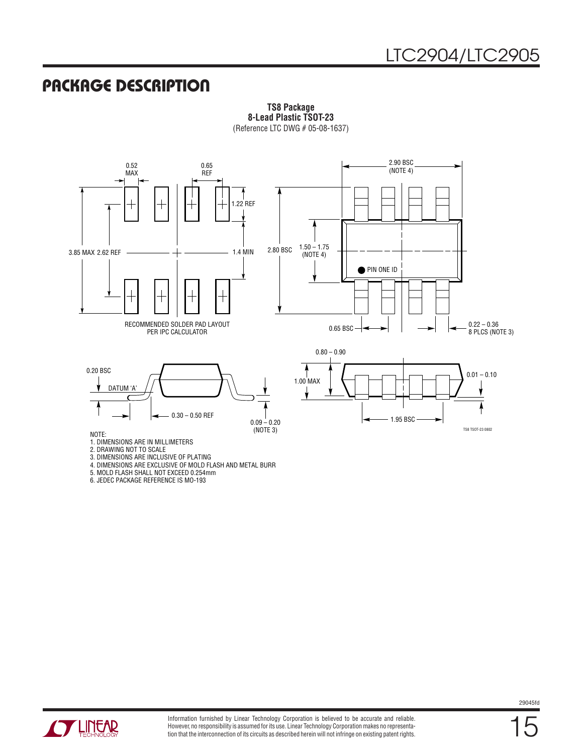## PACKAGE DESCRIPTION

**TS8 Package**
**8-Lead Plastic TSOT-23**
(Reference LTC DWG # 05-08-1637)

0.52 MAX

0.65 REF

1.22 REF

3.85 MAX 2.62 REF

1.4 MIN

RECOMMENDED SOLDER PAD LAYOUT
PER IPC CALCULATOR

2.90 BSC
(NOTE 4)

2.80 BSC

1.50 – 1.75
(NOTE 4)

PIN ONE ID

0.65 BSC

0.22 – 0.36
8 PLCS (NOTE 3)

0.20 BSC

DATUM 'A'

0.30 – 0.50 REF

0.09 – 0.20
(NOTE 3)

0.80 – 0.90

1.00 MAX

0.01 – 0.10

1.95 BSC

TS8 TSOT-23 0802

NOTE:
1. DIMENSIONS ARE IN MILLIMETERS
2. DRAWING NOT TO SCALE
3. DIMENSIONS ARE INCLUSIVE OF PLATING
4. DIMENSIONS ARE EXCLUSIVE OF MOLD FLASH AND METAL BURR
5. MOLD FLASH SHALL NOT EXCEED 0.254mm
6. JEDEC PACKAGE REFERENCE IS MO-193

Information furnished by Linear Technology Corporation is believed to be accurate and reliable. However, no responsibility is assumed for its use. Linear Technology Corporation makes no representation that the interconnection of its circuits as described herein will not infringe on existing patent rights.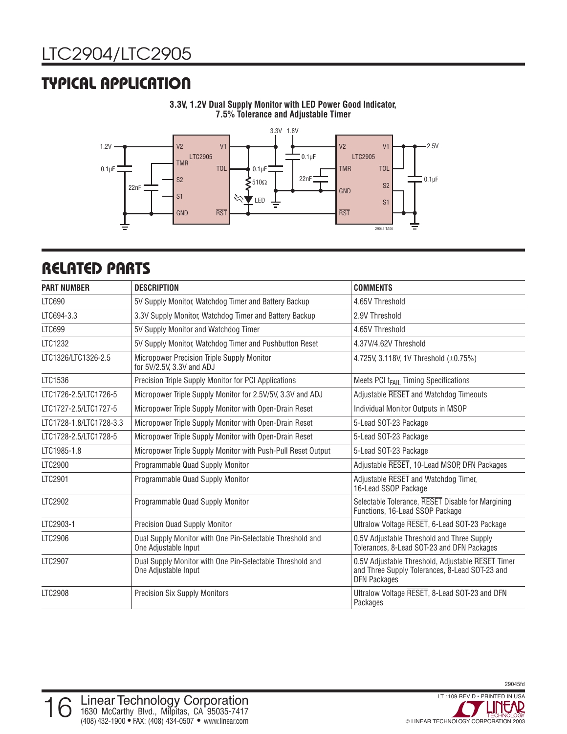## TYPICAL APPLICATION

**3.3V, 1.2V Dual Supply Monitor with LED Power Good Indicator, 7.5% Tolerance and Adjustable Timer**

1.2V
0.1µF
22nF
V2
LTC2905
TMR
S2
S1
GND
V1
TOL
$\overline{RST}$
3.3V 1.8V
0.1µF
510Ω
LED
0.1µF
22nF
V2
LTC2905
TMR
GND
$\overline{RST}$
V1
TOL
S2
S1
2.5V
0.1µF
29045 TA06

## RELATED PARTS

| PART NUMBER | DESCRIPTION | COMMENTS |
|---|---|---|
| LTC690 | 5V Supply Monitor, Watchdog Timer and Battery Backup | 4.65V Threshold |
| LTC694-3.3 | 3.3V Supply Monitor, Watchdog Timer and Battery Backup | 2.9V Threshold |
| LTC699 | 5V Supply Monitor and Watchdog Timer | 4.65V Threshold |
| LTC1232 | 5V Supply Monitor, Watchdog Timer and Pushbutton Reset | 4.37V/4.62V Threshold |
| LTC1326/LTC1326-2.5 | Micropower Precision Triple Supply Monitor for 5V/2.5V, 3.3V and ADJ | 4.725V, 3.118V, 1V Threshold (±0.75%) |
| LTC1536 | Precision Triple Supply Monitor for PCI Applications | Meets PCI $t_{FAIL}$ Timing Specifications |
| LTC1726-2.5/LTC1726-5 | Micropower Triple Supply Monitor for 2.5V/5V, 3.3V and ADJ | Adjustable $\overline{RESET}$ and Watchdog Timeouts |
| LTC1727-2.5/LTC1727-5 | Micropower Triple Supply Monitor with Open-Drain Reset | Individual Monitor Outputs in MSOP |
| LTC1728-1.8/LTC1728-3.3 | Micropower Triple Supply Monitor with Open-Drain Reset | 5-Lead SOT-23 Package |
| LTC1728-2.5/LTC1728-5 | Micropower Triple Supply Monitor with Open-Drain Reset | 5-Lead SOT-23 Package |
| LTC1985-1.8 | Micropower Triple Supply Monitor with Push-Pull Reset Output | 5-Lead SOT-23 Package |
| LTC2900 | Programmable Quad Supply Monitor | Adjustable $\overline{RESET}$, 10-Lead MSOP, DFN Packages |
| LTC2901 | Programmable Quad Supply Monitor | Adjustable $\overline{RESET}$ and Watchdog Timer, 16-Lead SSOP Package |
| LTC2902 | Programmable Quad Supply Monitor | Selectable Tolerance, $\overline{RESET}$ Disable for Margining Functions, 16-Lead SSOP Package |
| LTC2903-1 | Precision Quad Supply Monitor | Ultralow Voltage $\overline{RESET}$, 6-Lead SOT-23 Package |
| LTC2906 | Dual Supply Monitor with One Pin-Selectable Threshold and One Adjustable Input | 0.5V Adjustable Threshold and Three Supply Tolerances, 8-Lead SOT-23 and DFN Packages |
| LTC2907 | Dual Supply Monitor with One Pin-Selectable Threshold and One Adjustable Input | 0.5V Adjustable Threshold, Adjustable $\overline{RESET}$ Timer and Three Supply Tolerances, 8-Lead SOT-23 and DFN Packages |
| LTC2908 | Precision Six Supply Monitors | Ultralow Voltage $\overline{RESET}$, 8-Lead SOT-23 and DFN Packages |

Linear Technology Corporation
1630 McCarthy Blvd., Milpitas, CA 95035-7417
(408) 432-1900 • FAX: (408) 434-0507 • www.linear.com

29045fd
LT 1109 REV D • PRINTED IN USA
© LINEAR TECHNOLOGY CORPORATION 2003